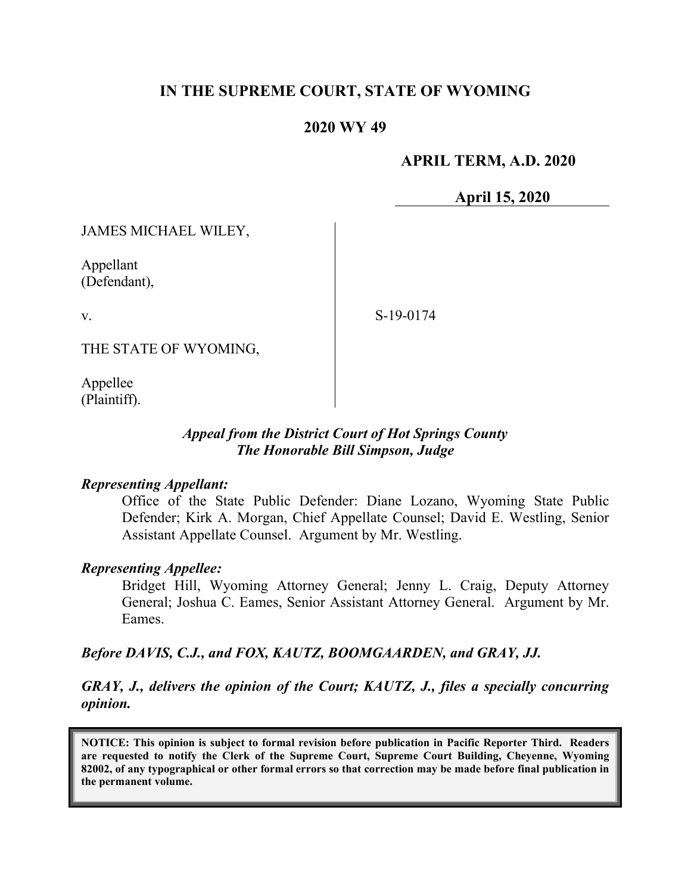# IN THE SUPREME COURT, STATE OF WYOMING

## 2020 WY 49

**APRIL TERM, A.D. 2020**

**April 15, 2020**

JAMES MICHAEL WILEY,

Appellant
(Defendant),

v.

THE STATE OF WYOMING,

Appellee
(Plaintiff).

S-19-0174

***Appeal from the District Court of Hot Springs County***
***The Honorable Bill Simpson, Judge***

***Representing Appellant:***

Office of the State Public Defender: Diane Lozano, Wyoming State Public Defender; Kirk A. Morgan, Chief Appellate Counsel; David E. Westling, Senior Assistant Appellate Counsel. Argument by Mr. Westling.

***Representing Appellee:***

Bridget Hill, Wyoming Attorney General; Jenny L. Craig, Deputy Attorney General; Joshua C. Eames, Senior Assistant Attorney General. Argument by Mr. Eames.

***Before DAVIS, C.J., and FOX, KAUTZ, BOOMGAARDEN, and GRAY, JJ.***

***GRAY, J., delivers the opinion of the Court; KAUTZ, J., files a specially concurring opinion.***

**NOTICE: This opinion is subject to formal revision before publication in Pacific Reporter Third. Readers are requested to notify the Clerk of the Supreme Court, Supreme Court Building, Cheyenne, Wyoming 82002, of any typographical or other formal errors so that correction may be made before final publication in the permanent volume.**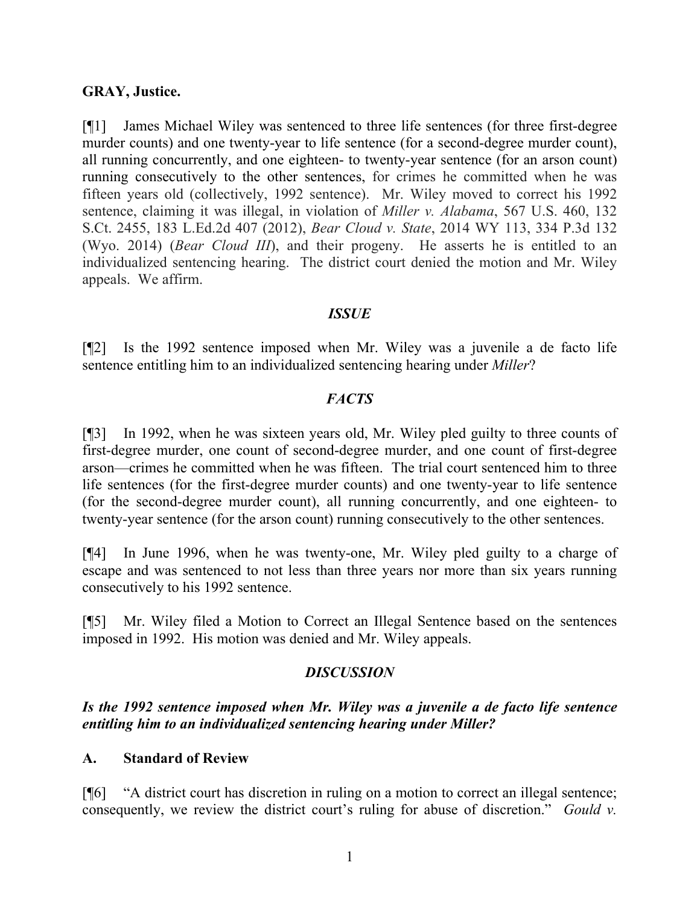**GRAY, Justice.**

[¶1] James Michael Wiley was sentenced to three life sentences (for three first-degree murder counts) and one twenty-year to life sentence (for a second-degree murder count), all running concurrently, and one eighteen- to twenty-year sentence (for an arson count) running consecutively to the other sentences, for crimes he committed when he was fifteen years old (collectively, 1992 sentence). Mr. Wiley moved to correct his 1992 sentence, claiming it was illegal, in violation of *Miller v. Alabama*, 567 U.S. 460, 132 S.Ct. 2455, 183 L.Ed.2d 407 (2012), *Bear Cloud v. State*, 2014 WY 113, 334 P.3d 132 (Wyo. 2014) (*Bear Cloud III*), and their progeny. He asserts he is entitled to an individualized sentencing hearing. The district court denied the motion and Mr. Wiley appeals. We affirm.

## *ISSUE*

[¶2] Is the 1992 sentence imposed when Mr. Wiley was a juvenile a de facto life sentence entitling him to an individualized sentencing hearing under *Miller*?

## *FACTS*

[¶3] In 1992, when he was sixteen years old, Mr. Wiley pled guilty to three counts of first-degree murder, one count of second-degree murder, and one count of first-degree arson—crimes he committed when he was fifteen. The trial court sentenced him to three life sentences (for the first-degree murder counts) and one twenty-year to life sentence (for the second-degree murder count), all running concurrently, and one eighteen- to twenty-year sentence (for the arson count) running consecutively to the other sentences.

[¶4] In June 1996, when he was twenty-one, Mr. Wiley pled guilty to a charge of escape and was sentenced to not less than three years nor more than six years running consecutively to his 1992 sentence.

[¶5] Mr. Wiley filed a Motion to Correct an Illegal Sentence based on the sentences imposed in 1992. His motion was denied and Mr. Wiley appeals.

## *DISCUSSION*

### *Is the 1992 sentence imposed when Mr. Wiley was a juvenile a de facto life sentence entitling him to an individualized sentencing hearing under Miller?*

### A. Standard of Review

[¶6] "A district court has discretion in ruling on a motion to correct an illegal sentence; consequently, we review the district court's ruling for abuse of discretion." *Gould v.*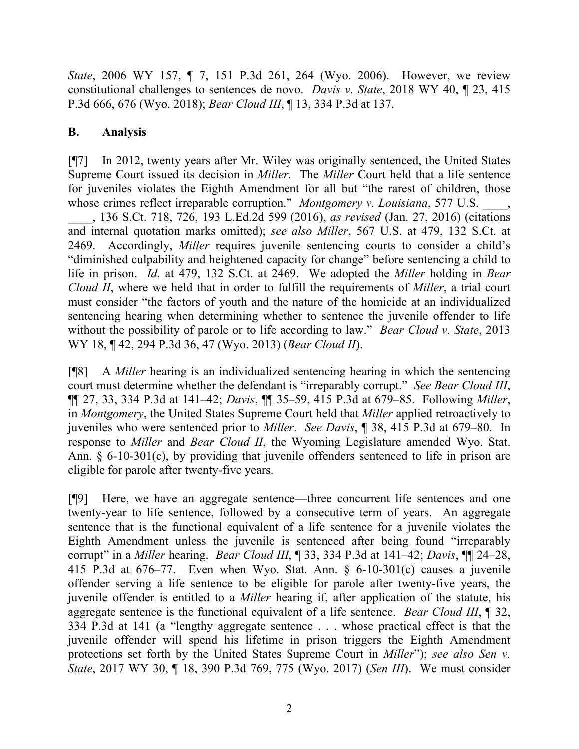*State*, 2006 WY 157, ¶ 7, 151 P.3d 261, 264 (Wyo. 2006). However, we review constitutional challenges to sentences de novo. *Davis v. State*, 2018 WY 40, ¶ 23, 415 P.3d 666, 676 (Wyo. 2018); *Bear Cloud III*, ¶ 13, 334 P.3d at 137.

## B. Analysis

[¶7] In 2012, twenty years after Mr. Wiley was originally sentenced, the United States Supreme Court issued its decision in *Miller*. The *Miller* Court held that a life sentence for juveniles violates the Eighth Amendment for all but "the rarest of children, those whose crimes reflect irreparable corruption." *Montgomery v. Louisiana*, 577 U.S. \_\_\_\_, \_\_\_\_, 136 S.Ct. 718, 726, 193 L.Ed.2d 599 (2016), *as revised* (Jan. 27, 2016) (citations and internal quotation marks omitted); *see also Miller*, 567 U.S. at 479, 132 S.Ct. at 2469. Accordingly, *Miller* requires juvenile sentencing courts to consider a child's "diminished culpability and heightened capacity for change" before sentencing a child to life in prison. *Id.* at 479, 132 S.Ct. at 2469. We adopted the *Miller* holding in *Bear Cloud II*, where we held that in order to fulfill the requirements of *Miller*, a trial court must consider "the factors of youth and the nature of the homicide at an individualized sentencing hearing when determining whether to sentence the juvenile offender to life without the possibility of parole or to life according to law." *Bear Cloud v. State*, 2013 WY 18, ¶ 42, 294 P.3d 36, 47 (Wyo. 2013) (*Bear Cloud II*).

[¶8] A *Miller* hearing is an individualized sentencing hearing in which the sentencing court must determine whether the defendant is "irreparably corrupt." *See Bear Cloud III*, ¶¶ 27, 33, 334 P.3d at 141–42; *Davis*, ¶¶ 35–59, 415 P.3d at 679–85. Following *Miller*, in *Montgomery*, the United States Supreme Court held that *Miller* applied retroactively to juveniles who were sentenced prior to *Miller*. *See Davis*, ¶ 38, 415 P.3d at 679–80. In response to *Miller* and *Bear Cloud II*, the Wyoming Legislature amended Wyo. Stat. Ann. § 6-10-301(c), by providing that juvenile offenders sentenced to life in prison are eligible for parole after twenty-five years.

[¶9] Here, we have an aggregate sentence—three concurrent life sentences and one twenty-year to life sentence, followed by a consecutive term of years. An aggregate sentence that is the functional equivalent of a life sentence for a juvenile violates the Eighth Amendment unless the juvenile is sentenced after being found "irreparably corrupt" in a *Miller* hearing. *Bear Cloud III*, ¶ 33, 334 P.3d at 141–42; *Davis*, ¶¶ 24–28, 415 P.3d at 676–77. Even when Wyo. Stat. Ann. § 6-10-301(c) causes a juvenile offender serving a life sentence to be eligible for parole after twenty-five years, the juvenile offender is entitled to a *Miller* hearing if, after application of the statute, his aggregate sentence is the functional equivalent of a life sentence. *Bear Cloud III*, ¶ 32, 334 P.3d at 141 (a "lengthy aggregate sentence . . . whose practical effect is that the juvenile offender will spend his lifetime in prison triggers the Eighth Amendment protections set forth by the United States Supreme Court in *Miller*"); *see also Sen v. State*, 2017 WY 30, ¶ 18, 390 P.3d 769, 775 (Wyo. 2017) (*Sen III*). We must consider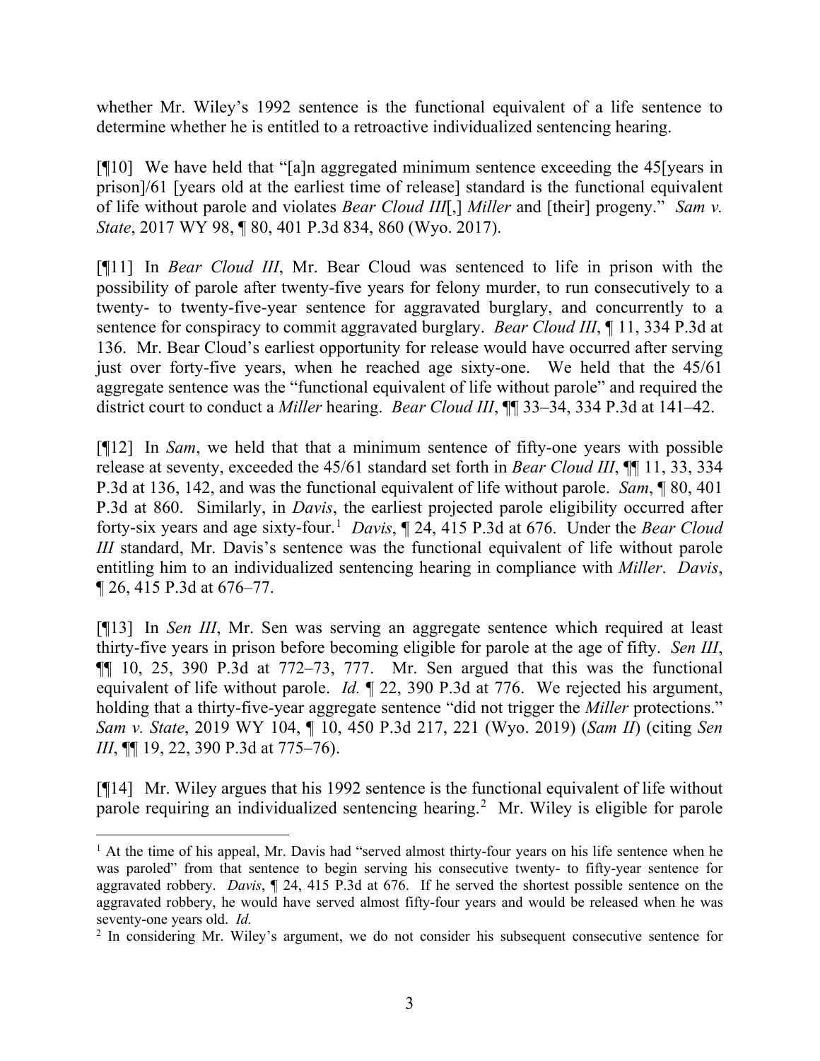whether Mr. Wiley's 1992 sentence is the functional equivalent of a life sentence to determine whether he is entitled to a retroactive individualized sentencing hearing.

[¶10] We have held that "[a]n aggregated minimum sentence exceeding the 45[years in prison]/61 [years old at the earliest time of release] standard is the functional equivalent of life without parole and violates *Bear Cloud III*[,] *Miller* and [their] progeny." *Sam v. State*, 2017 WY 98, ¶ 80, 401 P.3d 834, 860 (Wyo. 2017).

[¶11] In *Bear Cloud III*, Mr. Bear Cloud was sentenced to life in prison with the possibility of parole after twenty-five years for felony murder, to run consecutively to a twenty- to twenty-five-year sentence for aggravated burglary, and concurrently to a sentence for conspiracy to commit aggravated burglary. *Bear Cloud III*, ¶ 11, 334 P.3d at 136. Mr. Bear Cloud's earliest opportunity for release would have occurred after serving just over forty-five years, when he reached age sixty-one. We held that the 45/61 aggregate sentence was the "functional equivalent of life without parole" and required the district court to conduct a *Miller* hearing. *Bear Cloud III*, ¶¶ 33–34, 334 P.3d at 141–42.

[¶12] In *Sam*, we held that that a minimum sentence of fifty-one years with possible release at seventy, exceeded the 45/61 standard set forth in *Bear Cloud III*, ¶¶ 11, 33, 334 P.3d at 136, 142, and was the functional equivalent of life without parole. *Sam*, ¶ 80, 401 P.3d at 860. Similarly, in *Davis*, the earliest projected parole eligibility occurred after forty-six years and age sixty-four.[1] *Davis*, ¶ 24, 415 P.3d at 676. Under the *Bear Cloud III* standard, Mr. Davis's sentence was the functional equivalent of life without parole entitling him to an individualized sentencing hearing in compliance with *Miller*. *Davis*, ¶ 26, 415 P.3d at 676–77.

[¶13] In *Sen III*, Mr. Sen was serving an aggregate sentence which required at least thirty-five years in prison before becoming eligible for parole at the age of fifty. *Sen III*, ¶¶ 10, 25, 390 P.3d at 772–73, 777. Mr. Sen argued that this was the functional equivalent of life without parole. *Id.* ¶ 22, 390 P.3d at 776. We rejected his argument, holding that a thirty-five-year aggregate sentence "did not trigger the *Miller* protections." *Sam v. State*, 2019 WY 104, ¶ 10, 450 P.3d 217, 221 (Wyo. 2019) (*Sam II*) (citing *Sen III*, ¶¶ 19, 22, 390 P.3d at 775–76).

[¶14] Mr. Wiley argues that his 1992 sentence is the functional equivalent of life without parole requiring an individualized sentencing hearing.[2] Mr. Wiley is eligible for parole

---

[1] At the time of his appeal, Mr. Davis had "served almost thirty-four years on his life sentence when he was paroled" from that sentence to begin serving his consecutive twenty- to fifty-year sentence for aggravated robbery. *Davis*, ¶ 24, 415 P.3d at 676. If he served the shortest possible sentence on the aggravated robbery, he would have served almost fifty-four years and would be released when he was seventy-one years old. *Id.*

[2] In considering Mr. Wiley's argument, we do not consider his subsequent consecutive sentence for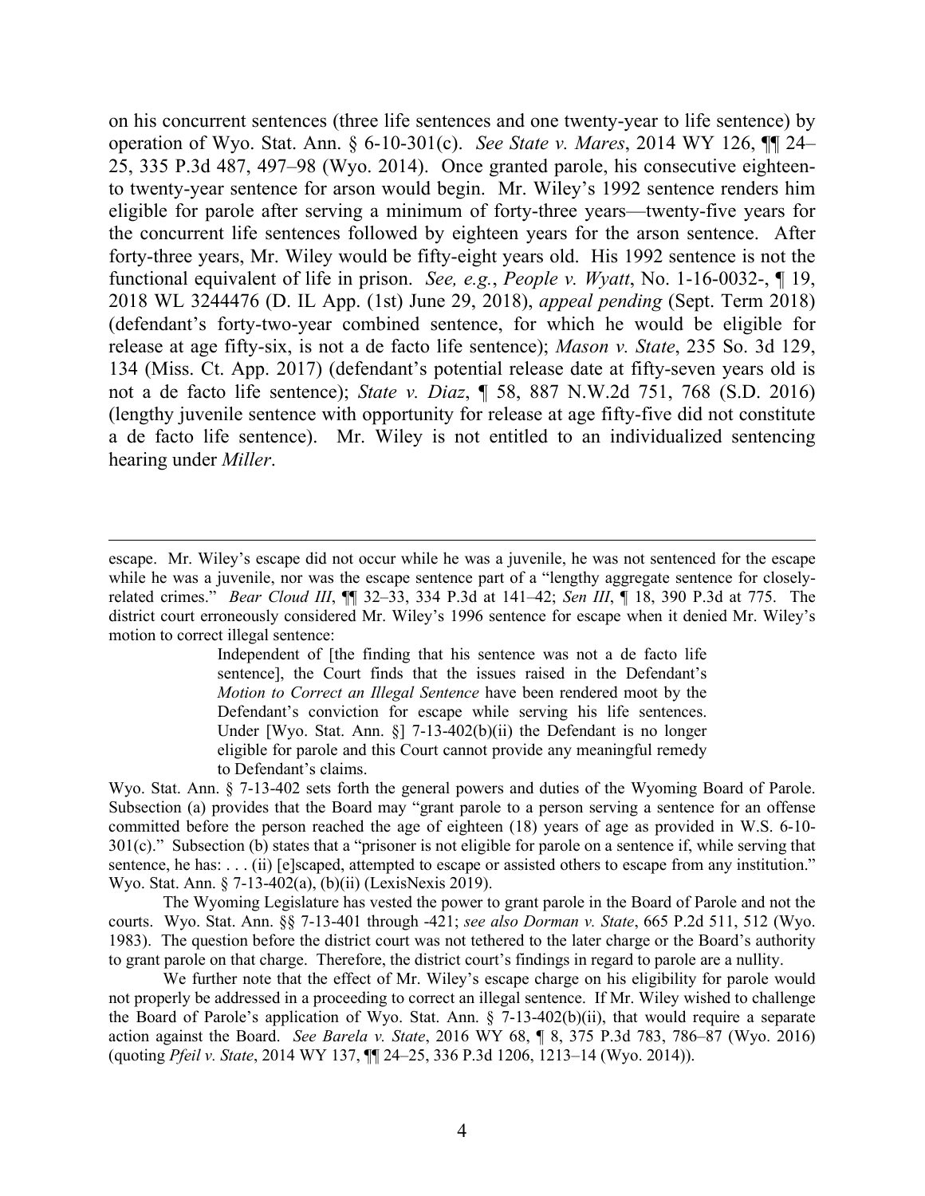on his concurrent sentences (three life sentences and one twenty-year to life sentence) by operation of Wyo. Stat. Ann. § 6-10-301(c). *See State v. Mares*, 2014 WY 126, ¶¶ 24–25, 335 P.3d 487, 497–98 (Wyo. 2014). Once granted parole, his consecutive eighteen-to twenty-year sentence for arson would begin. Mr. Wiley's 1992 sentence renders him eligible for parole after serving a minimum of forty-three years—twenty-five years for the concurrent life sentences followed by eighteen years for the arson sentence. After forty-three years, Mr. Wiley would be fifty-eight years old. His 1992 sentence is not the functional equivalent of life in prison. *See, e.g.*, *People v. Wyatt*, No. 1-16-0032-, ¶ 19, 2018 WL 3244476 (D. IL App. (1st) June 29, 2018), *appeal pending* (Sept. Term 2018) (defendant's forty-two-year combined sentence, for which he would be eligible for release at age fifty-six, is not a de facto life sentence); *Mason v. State*, 235 So. 3d 129, 134 (Miss. Ct. App. 2017) (defendant's potential release date at fifty-seven years old is not a de facto life sentence); *State v. Diaz*, ¶ 58, 887 N.W.2d 751, 768 (S.D. 2016) (lengthy juvenile sentence with opportunity for release at age fifty-five did not constitute a de facto life sentence). Mr. Wiley is not entitled to an individualized sentencing hearing under *Miller*.

---

escape. Mr. Wiley's escape did not occur while he was a juvenile, he was not sentenced for the escape while he was a juvenile, nor was the escape sentence part of a "lengthy aggregate sentence for closely-related crimes." *Bear Cloud III*, ¶¶ 32–33, 334 P.3d at 141–42; *Sen III*, ¶ 18, 390 P.3d at 775. The district court erroneously considered Mr. Wiley's 1996 sentence for escape when it denied Mr. Wiley's motion to correct illegal sentence:

> Independent of [the finding that his sentence was not a de facto life sentence], the Court finds that the issues raised in the Defendant's *Motion to Correct an Illegal Sentence* have been rendered moot by the Defendant's conviction for escape while serving his life sentences. Under [Wyo. Stat. Ann. §] 7-13-402(b)(ii) the Defendant is no longer eligible for parole and this Court cannot provide any meaningful remedy to Defendant's claims.

Wyo. Stat. Ann. § 7-13-402 sets forth the general powers and duties of the Wyoming Board of Parole. Subsection (a) provides that the Board may "grant parole to a person serving a sentence for an offense committed before the person reached the age of eighteen (18) years of age as provided in W.S. 6-10-301(c)." Subsection (b) states that a "prisoner is not eligible for parole on a sentence if, while serving that sentence, he has: . . . (ii) [e]scaped, attempted to escape or assisted others to escape from any institution." Wyo. Stat. Ann. § 7-13-402(a), (b)(ii) (LexisNexis 2019).

The Wyoming Legislature has vested the power to grant parole in the Board of Parole and not the courts. Wyo. Stat. Ann. §§ 7-13-401 through -421; *see also Dorman v. State*, 665 P.2d 511, 512 (Wyo. 1983). The question before the district court was not tethered to the later charge or the Board's authority to grant parole on that charge. Therefore, the district court's findings in regard to parole are a nullity.

We further note that the effect of Mr. Wiley's escape charge on his eligibility for parole would not properly be addressed in a proceeding to correct an illegal sentence. If Mr. Wiley wished to challenge the Board of Parole's application of Wyo. Stat. Ann. § 7-13-402(b)(ii), that would require a separate action against the Board. *See Barela v. State*, 2016 WY 68, ¶ 8, 375 P.3d 783, 786–87 (Wyo. 2016) (quoting *Pfeil v. State*, 2014 WY 137, ¶¶ 24–25, 336 P.3d 1206, 1213–14 (Wyo. 2014)).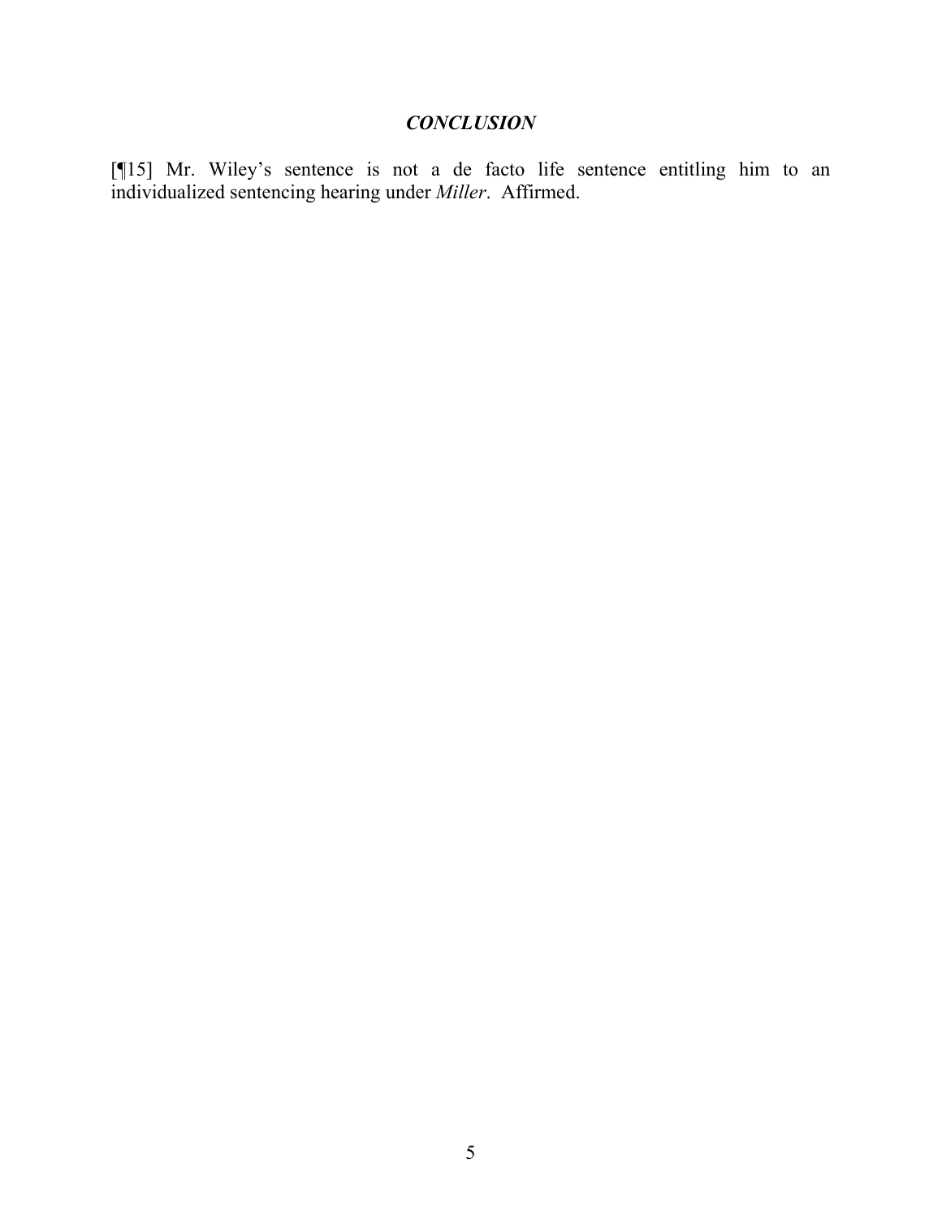## *CONCLUSION*

[¶15] Mr. Wiley's sentence is not a de facto life sentence entitling him to an individualized sentencing hearing under *Miller*. Affirmed.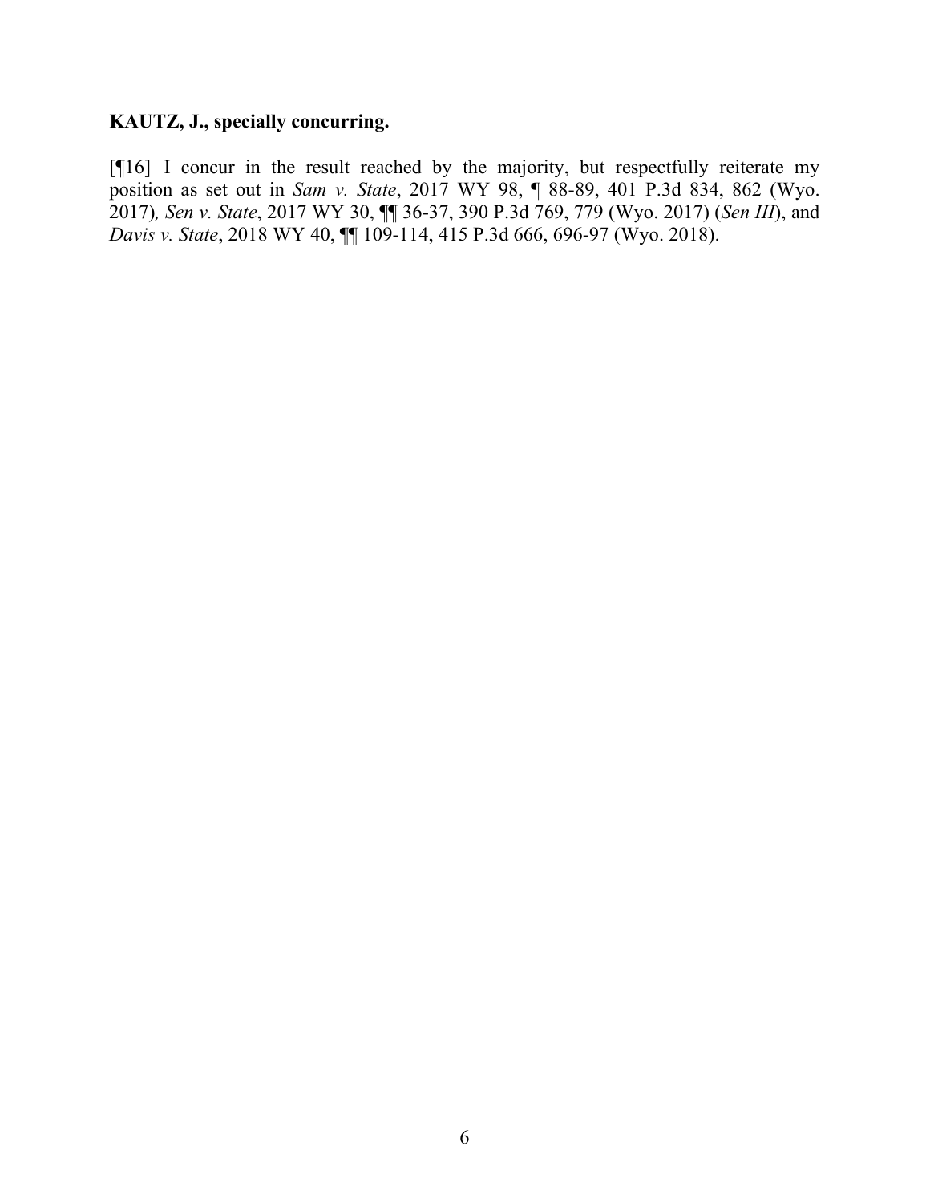**KAUTZ, J., specially concurring.**

[¶16] I concur in the result reached by the majority, but respectfully reiterate my position as set out in *Sam v. State*, 2017 WY 98, ¶ 88-89, 401 P.3d 834, 862 (Wyo. 2017)*, Sen v. State*, 2017 WY 30, ¶¶ 36-37, 390 P.3d 769, 779 (Wyo. 2017) (*Sen III*), and *Davis v. State*, 2018 WY 40, ¶¶ 109-114, 415 P.3d 666, 696-97 (Wyo. 2018).